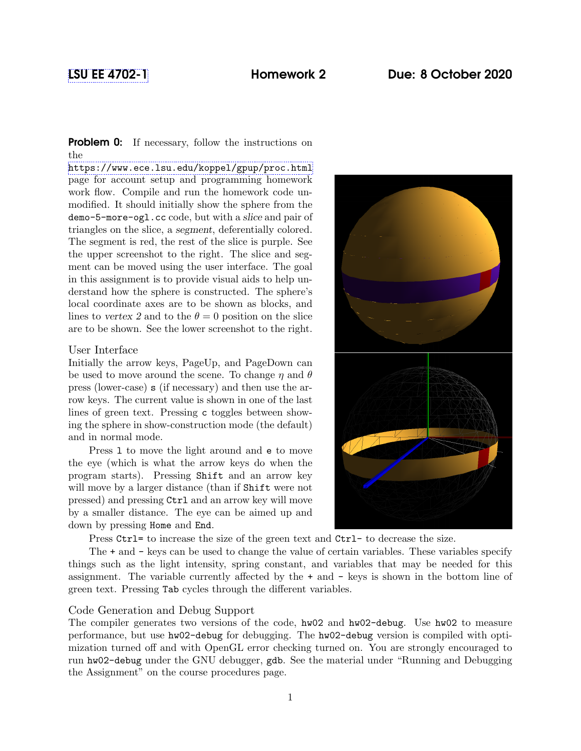LSU EE 4702-1 **Homework 2** **Due: 8 October 2020**

**Problem 0:** If necessary, follow the instructions on the https://www.ece.lsu.edu/koppel/gpup/proc.html page for account setup and programming homework work flow. Compile and run the homework code unmodified. It should initially show the sphere from the `demo-5-more-ogl.cc` code, but with a *slice* and pair of triangles on the slice, a *segment*, deferentially colored. The segment is red, the rest of the slice is purple. See the upper screenshot to the right. The slice and segment can be moved using the user interface. The goal in this assignment is to provide visual aids to help understand how the sphere is constructed. The sphere's local coordinate axes are to be shown as blocks, and lines to *vertex 2* and to the $\theta = 0$ position on the slice are to be shown. See the lower screenshot to the right.

### User Interface

Initially the arrow keys, PageUp, and PageDown can be used to move around the scene. To change $\eta$ and $\theta$ press (lower-case) `s` (if necessary) and then use the arrow keys. The current value is shown in one of the last lines of green text. Pressing `c` toggles between showing the sphere in show-construction mode (the default) and in normal mode.

Press `l` to move the light around and `e` to move the eye (which is what the arrow keys do when the program starts). Pressing `Shift` and an arrow key will move by a larger distance (than if `Shift` were not pressed) and pressing `Ctrl` and an arrow key will move by a smaller distance. The eye can be aimed up and down by pressing `Home` and `End`.

Press `Ctrl=` to increase the size of the green text and `Ctrl-` to decrease the size.

The `+` and `-` keys can be used to change the value of certain variables. These variables specify things such as the light intensity, spring constant, and variables that may be needed for this assignment. The variable currently affected by the `+` and `-` keys is shown in the bottom line of green text. Pressing `Tab` cycles through the different variables.

### Code Generation and Debug Support

The compiler generates two versions of the code, `hw02` and `hw02-debug`. Use `hw02` to measure performance, but use `hw02-debug` for debugging. The `hw02-debug` version is compiled with optimization turned off and with OpenGL error checking turned on. You are strongly encouraged to run `hw02-debug` under the GNU debugger, `gdb`. See the material under "Running and Debugging the Assignment" on the course procedures page.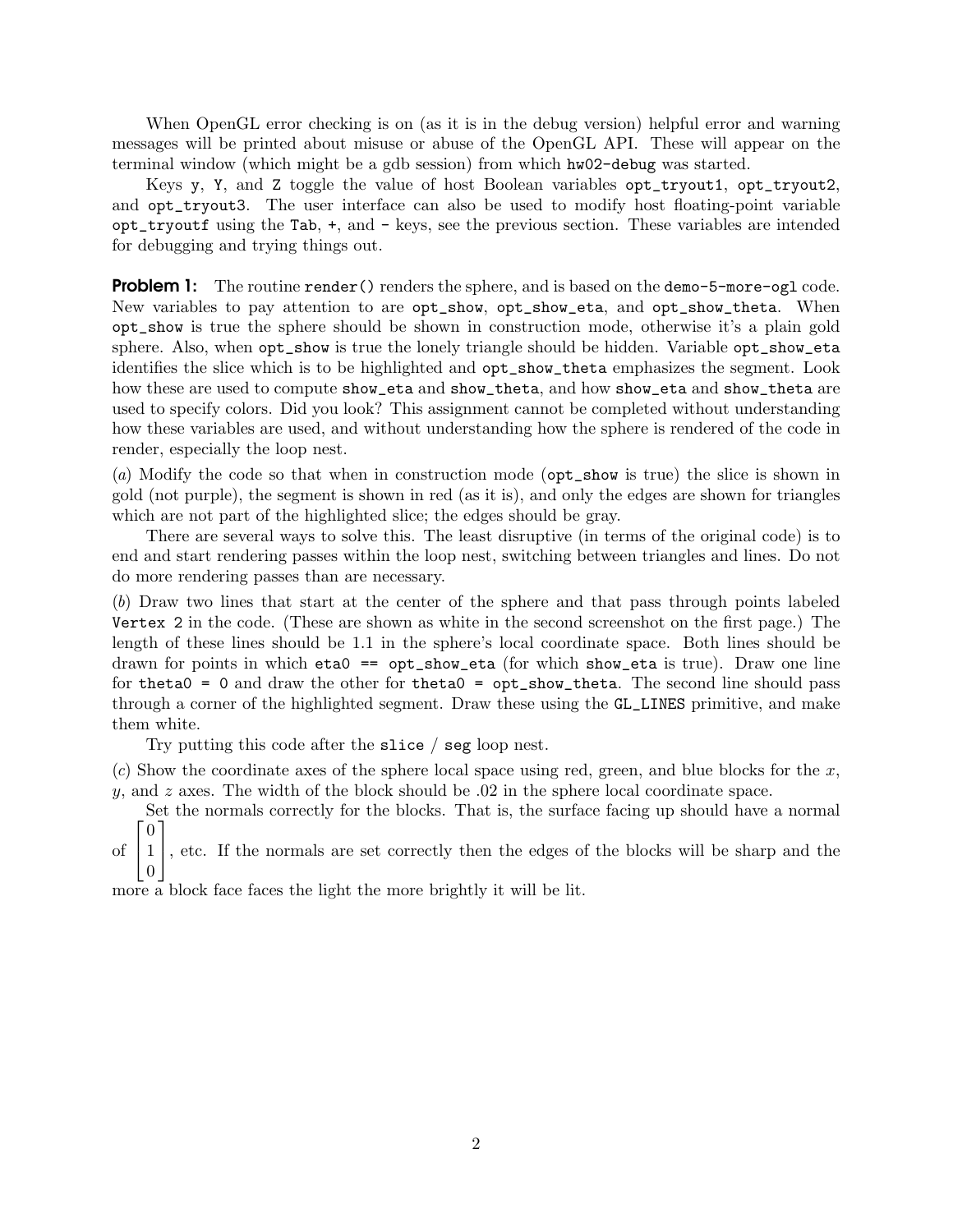When OpenGL error checking is on (as it is in the debug version) helpful error and warning messages will be printed about misuse or abuse of the OpenGL API. These will appear on the terminal window (which might be a gdb session) from which `hw02-debug` was started.

Keys `y`, `Y`, and `Z` toggle the value of host Boolean variables `opt_tryout1`, `opt_tryout2`, and `opt_tryout3`. The user interface can also be used to modify host floating-point variable `opt_tryoutf` using the `Tab`, `+`, and `-` keys, see the previous section. These variables are intended for debugging and trying things out.

**Problem 1:** The routine `render()` renders the sphere, and is based on the `demo-5-more-ogl` code. New variables to pay attention to are `opt_show`, `opt_show_eta`, and `opt_show_theta`. When `opt_show` is true the sphere should be shown in construction mode, otherwise it's a plain gold sphere. Also, when `opt_show` is true the lonely triangle should be hidden. Variable `opt_show_eta` identifies the slice which is to be highlighted and `opt_show_theta` emphasizes the segment. Look how these are used to compute `show_eta` and `show_theta`, and how `show_eta` and `show_theta` are used to specify colors. Did you look? This assignment cannot be completed without understanding how these variables are used, and without understanding how the sphere is rendered of the code in render, especially the loop nest.

(*a*) Modify the code so that when in construction mode (`opt_show` is true) the slice is shown in gold (not purple), the segment is shown in red (as it is), and only the edges are shown for triangles which are not part of the highlighted slice; the edges should be gray.

There are several ways to solve this. The least disruptive (in terms of the original code) is to end and start rendering passes within the loop nest, switching between triangles and lines. Do not do more rendering passes than are necessary.

(*b*) Draw two lines that start at the center of the sphere and that pass through points labeled `Vertex 2` in the code. (These are shown as white in the second screenshot on the first page.) The length of these lines should be 1.1 in the sphere's local coordinate space. Both lines should be drawn for points in which `eta0 == opt_show_eta` (for which `show_eta` is true). Draw one line for `theta0 = 0` and draw the other for `theta0 = opt_show_theta`. The second line should pass through a corner of the highlighted segment. Draw these using the `GL_LINES` primitive, and make them white.

Try putting this code after the `slice` / `seg` loop nest.

(*c*) Show the coordinate axes of the sphere local space using red, green, and blue blocks for the $x$, $y$, and $z$ axes. The width of the block should be .02 in the sphere local coordinate space.

Set the normals correctly for the blocks. That is, the surface facing up should have a normal of $\begin{bmatrix} 0 \\ 1 \\ 0 \end{bmatrix}$, etc. If the normals are set correctly then the edges of the blocks will be sharp and the more a block face faces the light the more brightly it will be lit.